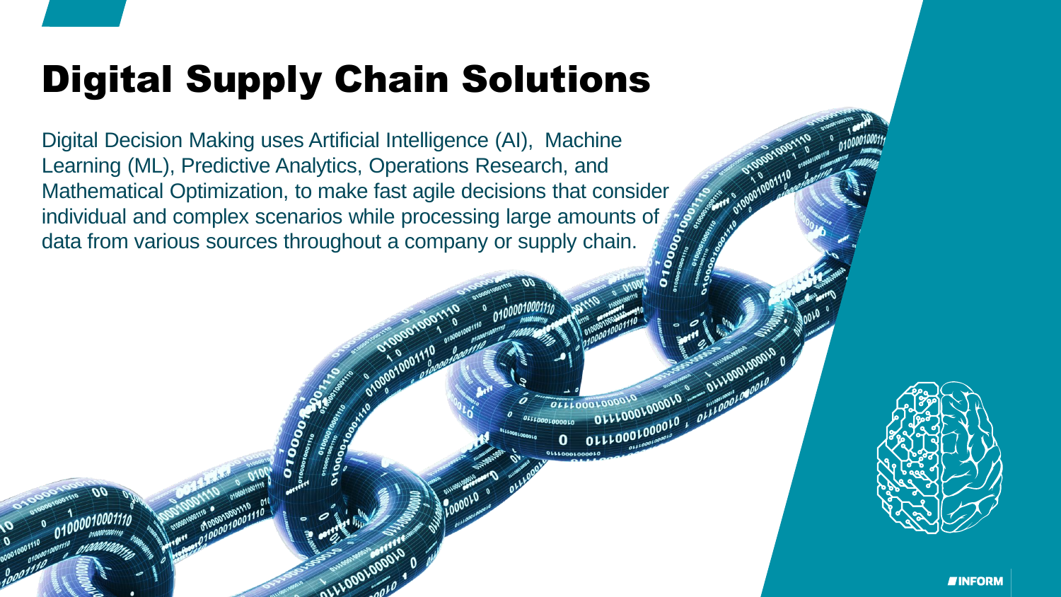# Digital Supply Chain Solutions

Digital Decision Making uses Artificial Intelligence (AI), Machine Learning (ML), Predictive Analytics, Operations Research, and Mathematical Optimization, to make fast agile decisions that consider individual and complex scenarios while processing large amounts of data from various sources throughout a company or supply chain.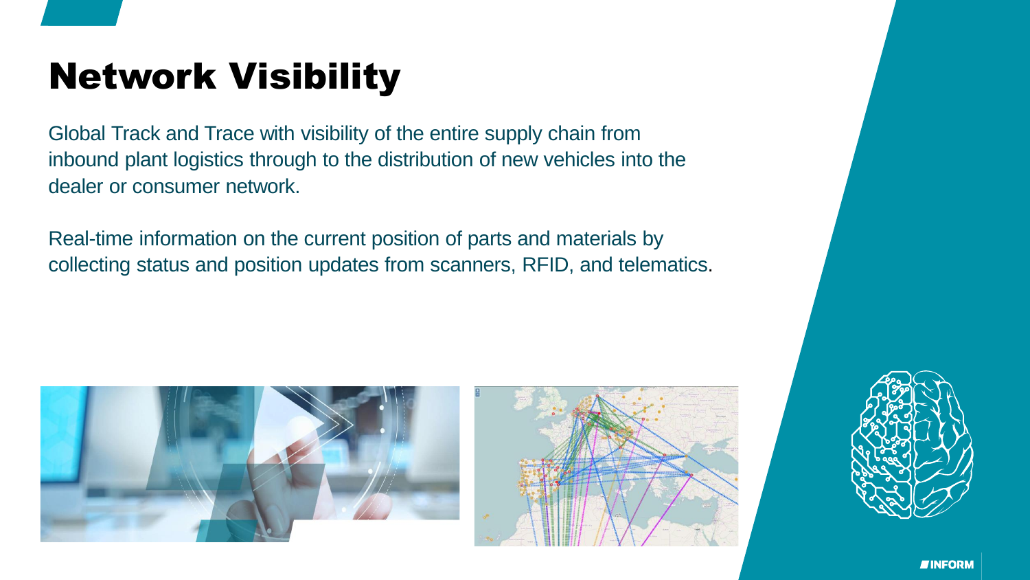# Network Visibility

Global Track and Trace with visibility of the entire supply chain from inbound plant logistics through to the distribution of new vehicles into the dealer or consumer network.

Real-time information on the current position of parts and materials by collecting status and position updates from scanners, RFID, and telematics.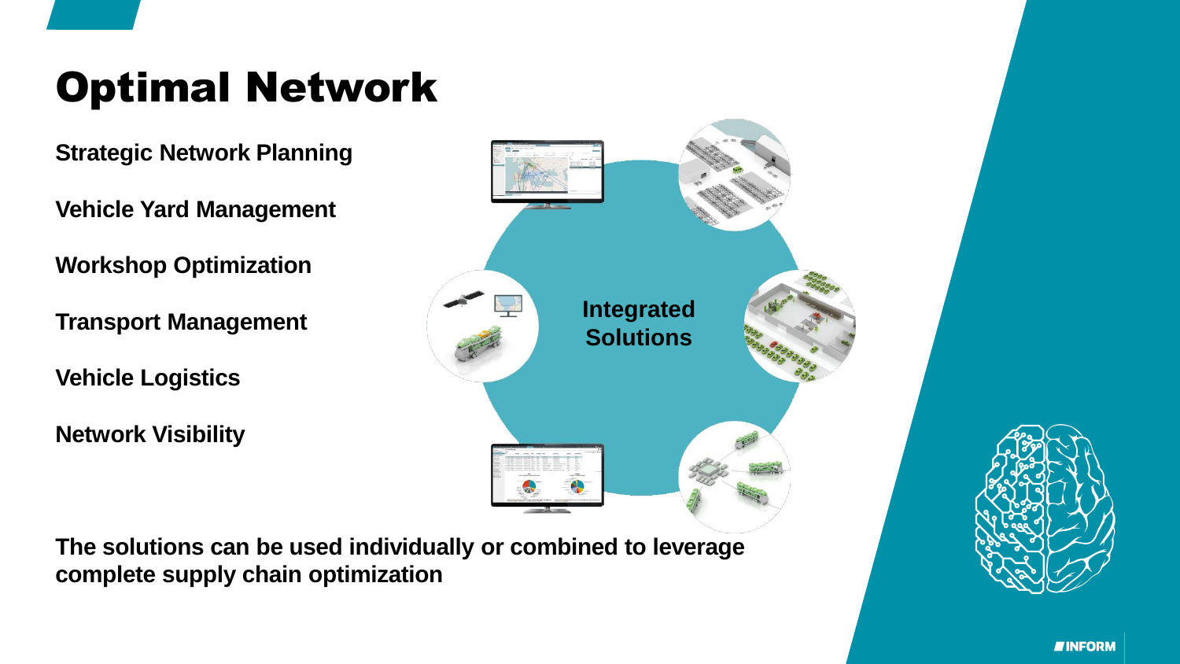# Optimal Network

**Strategic Network Planning**

**Vehicle Yard Management**

**Workshop Optimization**

**Transport Management**

**Vehicle Logistics**

**Network Visibility**

**Integrated Solutions**

**The solutions can be used individually or combined to leverage complete supply chain optimization**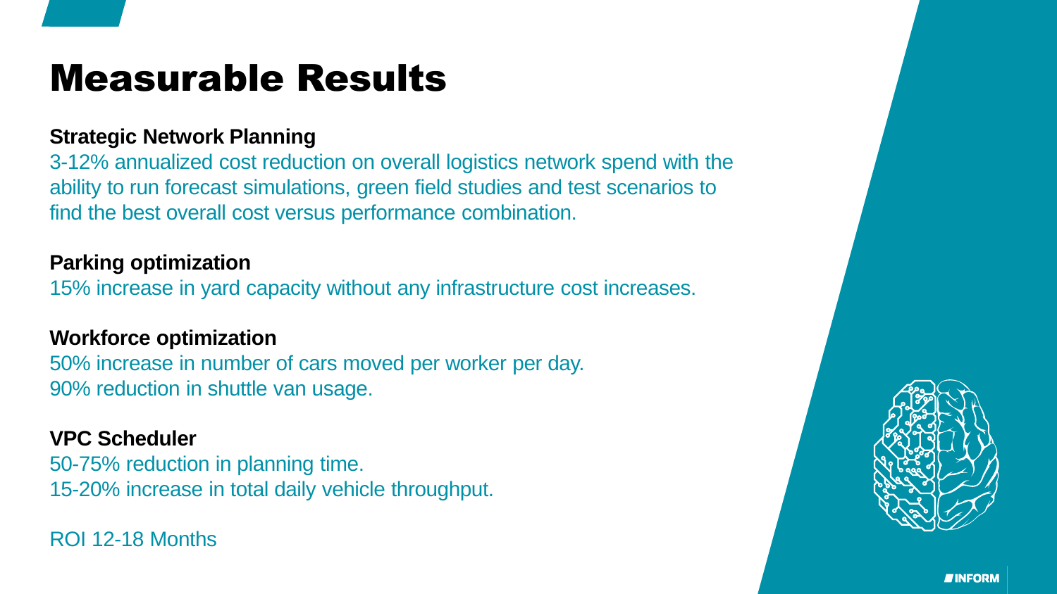# Measurable Results

**Strategic Network Planning**

3-12% annualized cost reduction on overall logistics network spend with the ability to run forecast simulations, green field studies and test scenarios to find the best overall cost versus performance combination.

**Parking optimization**

15% increase in yard capacity without any infrastructure cost increases.

**Workforce optimization**

50% increase in number of cars moved per worker per day.
90% reduction in shuttle van usage.

**VPC Scheduler**

50-75% reduction in planning time.
15-20% increase in total daily vehicle throughput.

ROI 12-18 Months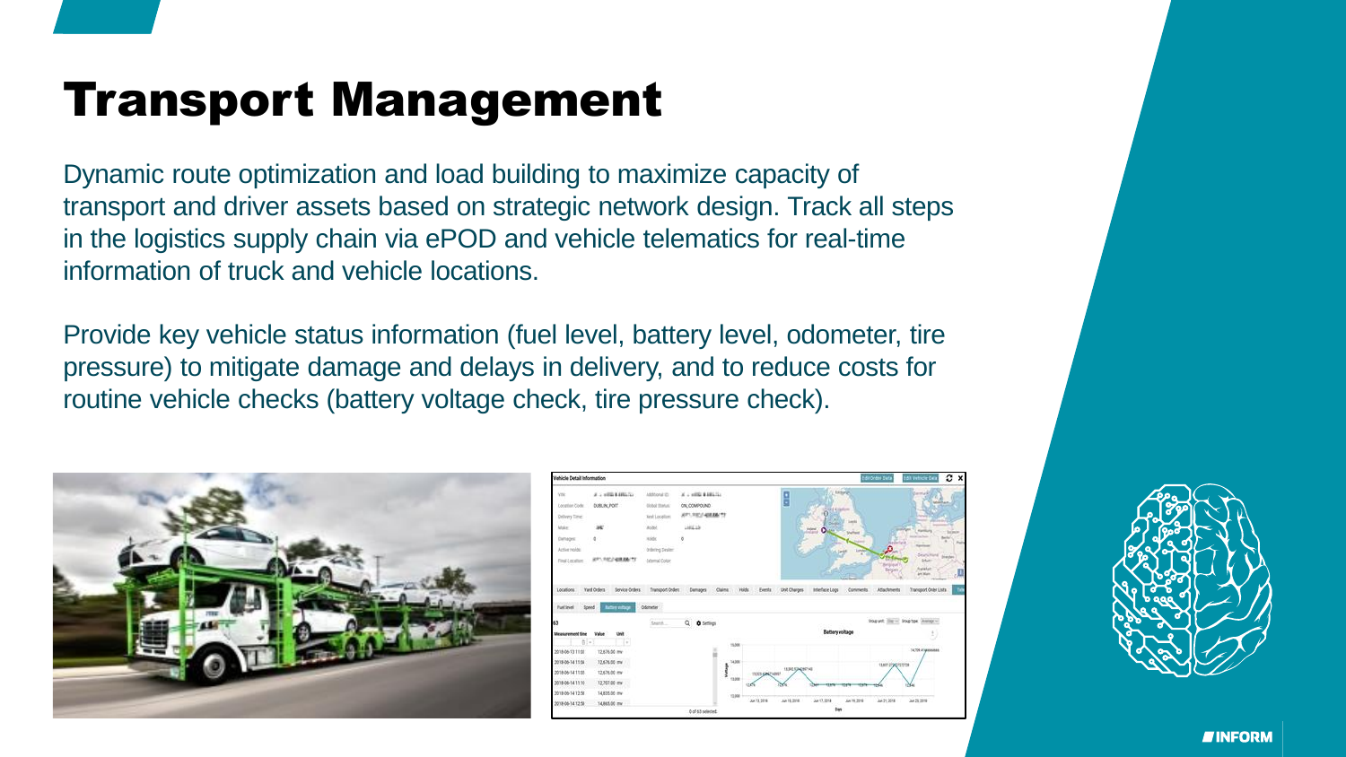# Transport Management

Dynamic route optimization and load building to maximize capacity of transport and driver assets based on strategic network design. Track all steps in the logistics supply chain via ePOD and vehicle telematics for real-time information of truck and vehicle locations.

Provide key vehicle status information (fuel level, battery level, odometer, tire pressure) to mitigate damage and delays in delivery, and to reduce costs for routine vehicle checks (battery voltage check, tire pressure check).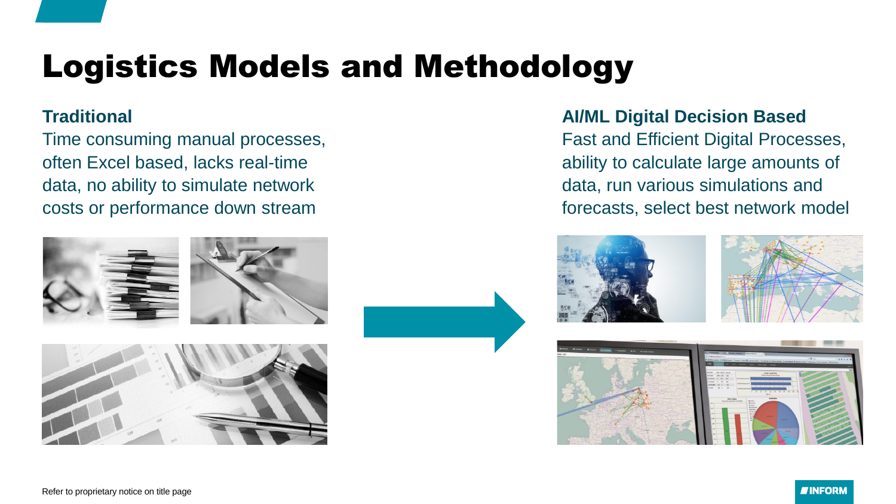# Logistics Models and Methodology

**Traditional**

Time consuming manual processes, often Excel based, lacks real-time data, no ability to simulate network costs or performance down stream

**AI/ML Digital Decision Based**

Fast and Efficient Digital Processes, ability to calculate large amounts of data, run various simulations and forecasts, select best network model

Refer to proprietary notice on title page